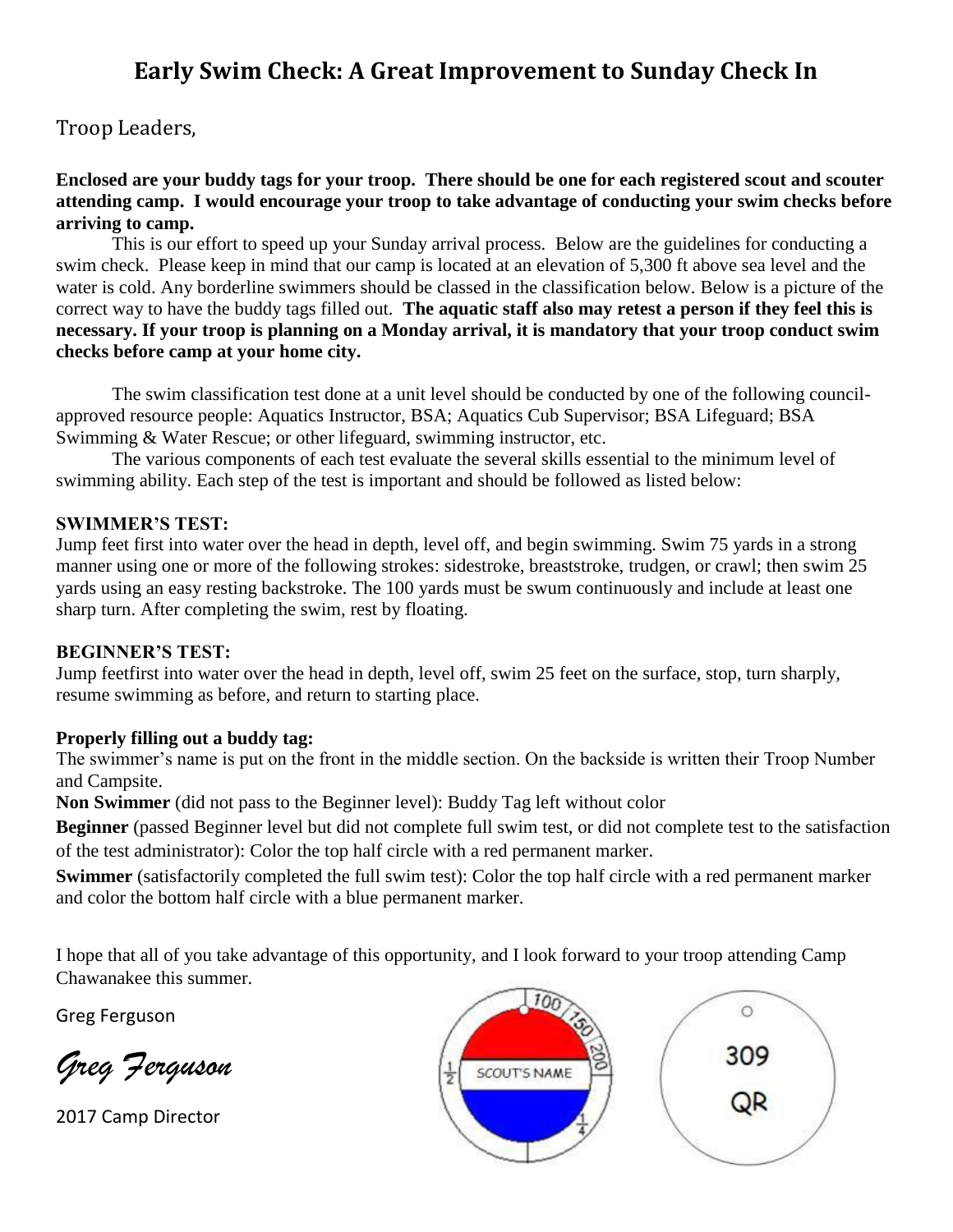# Early Swim Check: A Great Improvement to Sunday Check In

Troop Leaders,

**Enclosed are your buddy tags for your troop. There should be one for each registered scout and scouter attending camp. I would encourage your troop to take advantage of conducting your swim checks before arriving to camp.**

This is our effort to speed up your Sunday arrival process. Below are the guidelines for conducting a swim check. Please keep in mind that our camp is located at an elevation of 5,300 ft above sea level and the water is cold. Any borderline swimmers should be classed in the classification below. Below is a picture of the correct way to have the buddy tags filled out. **The aquatic staff also may retest a person if they feel this is necessary. If your troop is planning on a Monday arrival, it is mandatory that your troop conduct swim checks before camp at your home city.**

The swim classification test done at a unit level should be conducted by one of the following council-approved resource people: Aquatics Instructor, BSA; Aquatics Cub Supervisor; BSA Lifeguard; BSA Swimming & Water Rescue; or other lifeguard, swimming instructor, etc.

The various components of each test evaluate the several skills essential to the minimum level of swimming ability. Each step of the test is important and should be followed as listed below:

**SWIMMER'S TEST:**

Jump feet first into water over the head in depth, level off, and begin swimming. Swim 75 yards in a strong manner using one or more of the following strokes: sidestroke, breaststroke, trudgen, or crawl; then swim 25 yards using an easy resting backstroke. The 100 yards must be swum continuously and include at least one sharp turn. After completing the swim, rest by floating.

**BEGINNER'S TEST:**

Jump feetfirst into water over the head in depth, level off, swim 25 feet on the surface, stop, turn sharply, resume swimming as before, and return to starting place.

**Properly filling out a buddy tag:**

The swimmer's name is put on the front in the middle section. On the backside is written their Troop Number and Campsite.

**Non Swimmer** (did not pass to the Beginner level): Buddy Tag left without color

**Beginner** (passed Beginner level but did not complete full swim test, or did not complete test to the satisfaction of the test administrator): Color the top half circle with a red permanent marker.

**Swimmer** (satisfactorily completed the full swim test): Color the top half circle with a red permanent marker and color the bottom half circle with a blue permanent marker.

I hope that all of you take advantage of this opportunity, and I look forward to your troop attending Camp Chawanakee this summer.

Greg Ferguson

*Greg Ferguson*

2017 Camp Director

100 150 200 ½ SCOUT'S NAME ¼

309
QR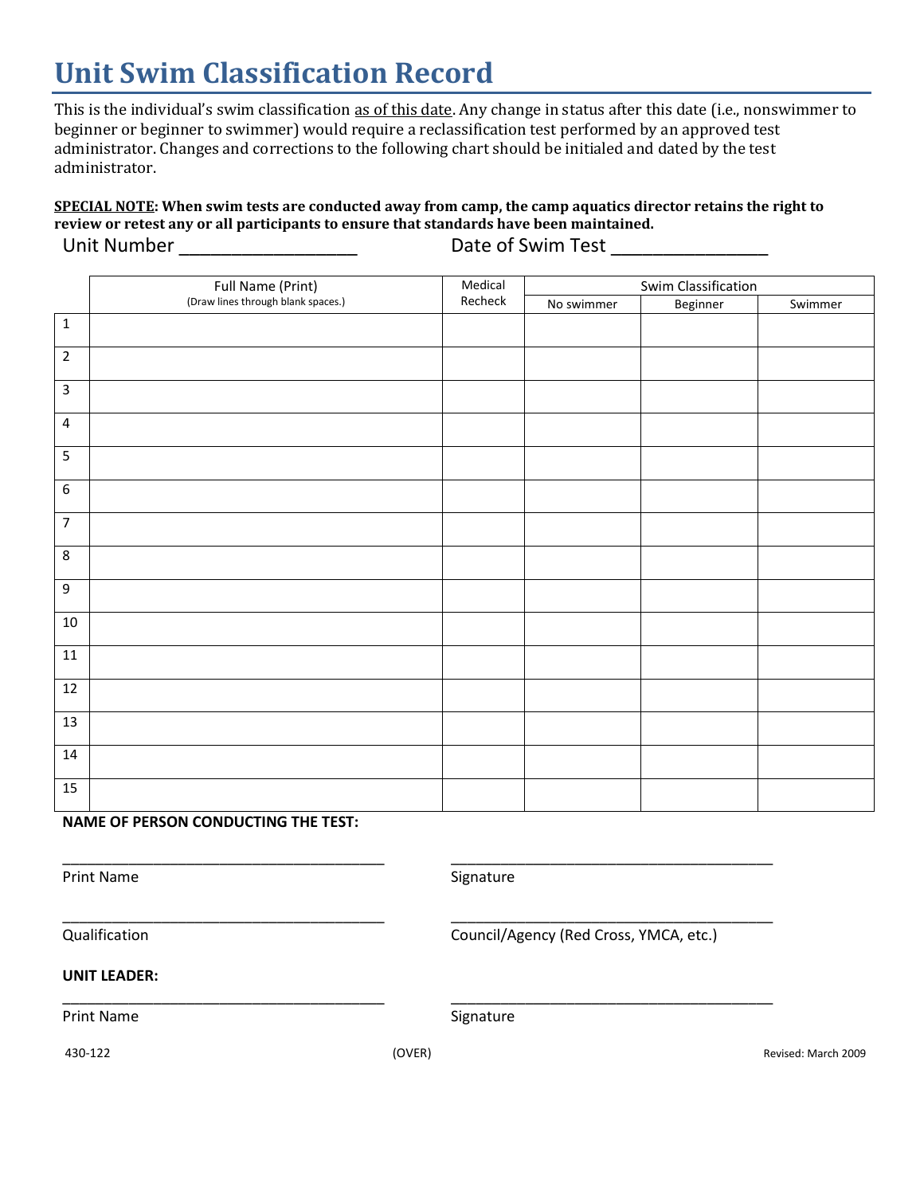# Unit Swim Classification Record

This is the individual's swim classification as of this date. Any change in status after this date (i.e., nonswimmer to beginner or beginner to swimmer) would require a reclassification test performed by an approved test administrator. Changes and corrections to the following chart should be initialed and dated by the test administrator.

**SPECIAL NOTE: When swim tests are conducted away from camp, the camp aquatics director retains the right to review or retest any or all participants to ensure that standards have been maintained.**

Unit Number ________________ Date of Swim Test ______________

| | Full Name (Print) (Draw lines through blank spaces.) | Medical Recheck | Swim Classification | | |
|---|---|---|---|---|---|
| | | | No swimmer | Beginner | Swimmer |
| 1 | | | | | |
| 2 | | | | | |
| 3 | | | | | |
| 4 | | | | | |
| 5 | | | | | |
| 6 | | | | | |
| 7 | | | | | |
| 8 | | | | | |
| 9 | | | | | |
| 10 | | | | | |
| 11 | | | | | |
| 12 | | | | | |
| 13 | | | | | |
| 14 | | | | | |
| 15 | | | | | |

**NAME OF PERSON CONDUCTING THE TEST:**

______________________________________ ______________________________________

Print Name Signature

______________________________________ ______________________________________

Qualification Council/Agency (Red Cross, YMCA, etc.)

**UNIT LEADER:**

______________________________________ ______________________________________

Print Name Signature

430-122 (OVER) Revised: March 2009